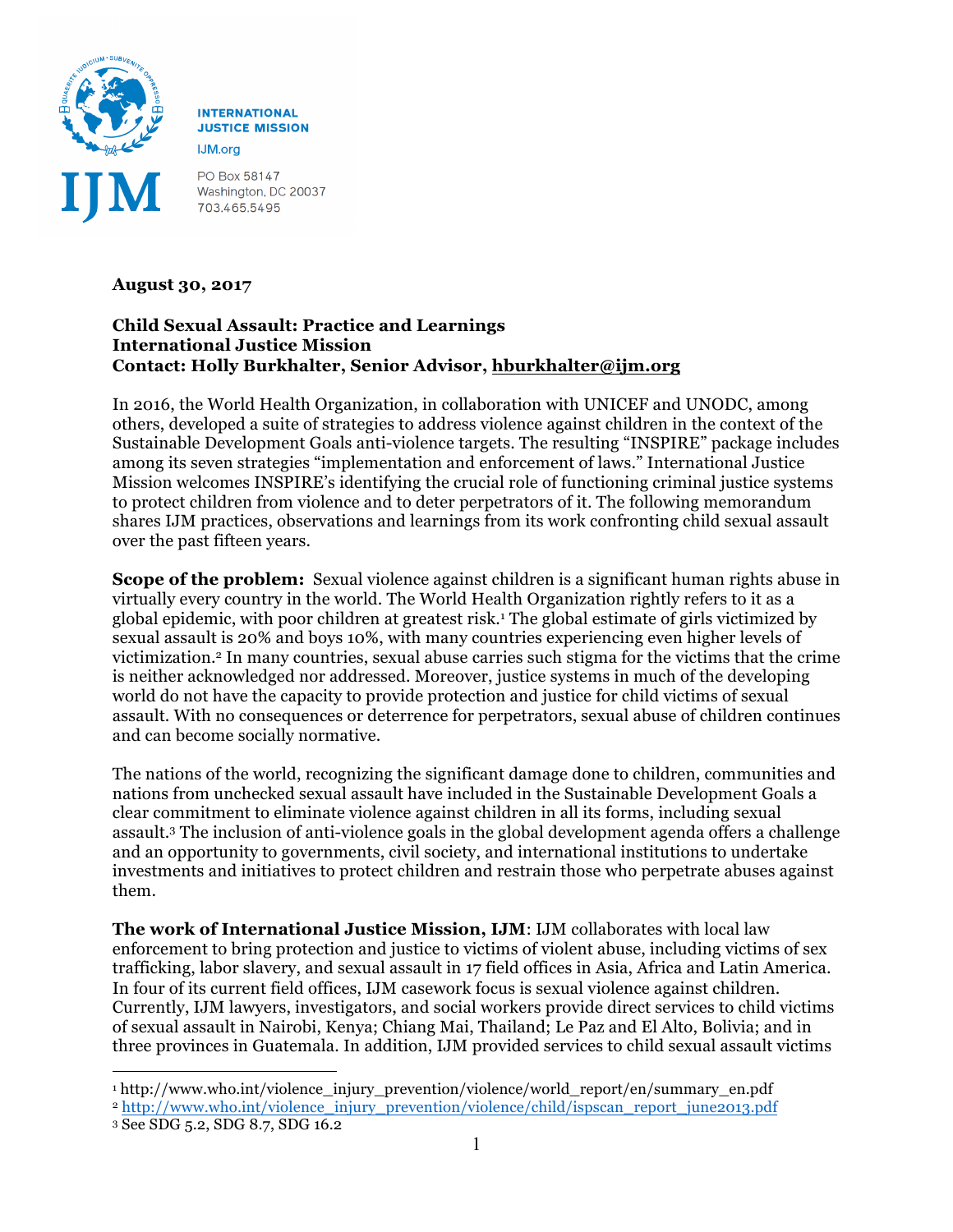INTERNATIONAL JUSTICE MISSION

IJM.org

PO Box 58147
Washington, DC 20037
703.465.5495

**August 30, 2017**

**Child Sexual Assault: Practice and Learnings**
**International Justice Mission**
**Contact: Holly Burkhalter, Senior Advisor, hburkhalter@ijm.org**

In 2016, the World Health Organization, in collaboration with UNICEF and UNODC, among others, developed a suite of strategies to address violence against children in the context of the Sustainable Development Goals anti-violence targets. The resulting "INSPIRE" package includes among its seven strategies "implementation and enforcement of laws." International Justice Mission welcomes INSPIRE's identifying the crucial role of functioning criminal justice systems to protect children from violence and to deter perpetrators of it. The following memorandum shares IJM practices, observations and learnings from its work confronting child sexual assault over the past fifteen years.

**Scope of the problem:** Sexual violence against children is a significant human rights abuse in virtually every country in the world. The World Health Organization rightly refers to it as a global epidemic, with poor children at greatest risk.[1] The global estimate of girls victimized by sexual assault is 20% and boys 10%, with many countries experiencing even higher levels of victimization.[2] In many countries, sexual abuse carries such stigma for the victims that the crime is neither acknowledged nor addressed. Moreover, justice systems in much of the developing world do not have the capacity to provide protection and justice for child victims of sexual assault. With no consequences or deterrence for perpetrators, sexual abuse of children continues and can become socially normative.

The nations of the world, recognizing the significant damage done to children, communities and nations from unchecked sexual assault have included in the Sustainable Development Goals a clear commitment to eliminate violence against children in all its forms, including sexual assault.[3] The inclusion of anti-violence goals in the global development agenda offers a challenge and an opportunity to governments, civil society, and international institutions to undertake investments and initiatives to protect children and restrain those who perpetrate abuses against them.

**The work of International Justice Mission, IJM**: IJM collaborates with local law enforcement to bring protection and justice to victims of violent abuse, including victims of sex trafficking, labor slavery, and sexual assault in 17 field offices in Asia, Africa and Latin America. In four of its current field offices, IJM casework focus is sexual violence against children. Currently, IJM lawyers, investigators, and social workers provide direct services to child victims of sexual assault in Nairobi, Kenya; Chiang Mai, Thailand; Le Paz and El Alto, Bolivia; and in three provinces in Guatemala. In addition, IJM provided services to child sexual assault victims

[1] http://www.who.int/violence_injury_prevention/violence/world_report/en/summary_en.pdf
[2] http://www.who.int/violence_injury_prevention/violence/child/ispscan_report_june2013.pdf
[3] See SDG 5.2, SDG 8.7, SDG 16.2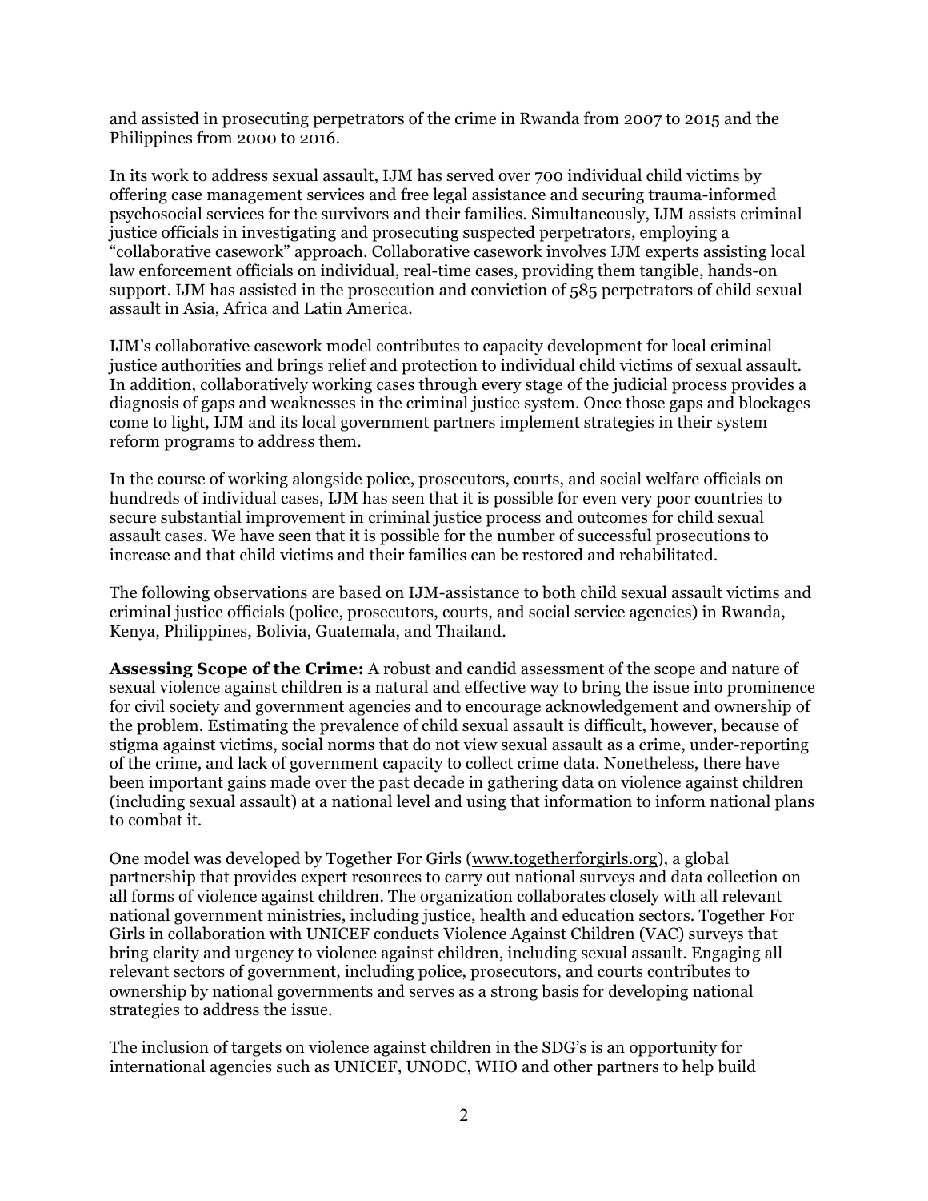and assisted in prosecuting perpetrators of the crime in Rwanda from 2007 to 2015 and the Philippines from 2000 to 2016.

In its work to address sexual assault, IJM has served over 700 individual child victims by offering case management services and free legal assistance and securing trauma-informed psychosocial services for the survivors and their families. Simultaneously, IJM assists criminal justice officials in investigating and prosecuting suspected perpetrators, employing a "collaborative casework" approach. Collaborative casework involves IJM experts assisting local law enforcement officials on individual, real-time cases, providing them tangible, hands-on support. IJM has assisted in the prosecution and conviction of 585 perpetrators of child sexual assault in Asia, Africa and Latin America.

IJM's collaborative casework model contributes to capacity development for local criminal justice authorities and brings relief and protection to individual child victims of sexual assault. In addition, collaboratively working cases through every stage of the judicial process provides a diagnosis of gaps and weaknesses in the criminal justice system. Once those gaps and blockages come to light, IJM and its local government partners implement strategies in their system reform programs to address them.

In the course of working alongside police, prosecutors, courts, and social welfare officials on hundreds of individual cases, IJM has seen that it is possible for even very poor countries to secure substantial improvement in criminal justice process and outcomes for child sexual assault cases. We have seen that it is possible for the number of successful prosecutions to increase and that child victims and their families can be restored and rehabilitated.

The following observations are based on IJM-assistance to both child sexual assault victims and criminal justice officials (police, prosecutors, courts, and social service agencies) in Rwanda, Kenya, Philippines, Bolivia, Guatemala, and Thailand.

**Assessing Scope of the Crime:** A robust and candid assessment of the scope and nature of sexual violence against children is a natural and effective way to bring the issue into prominence for civil society and government agencies and to encourage acknowledgement and ownership of the problem. Estimating the prevalence of child sexual assault is difficult, however, because of stigma against victims, social norms that do not view sexual assault as a crime, under-reporting of the crime, and lack of government capacity to collect crime data. Nonetheless, there have been important gains made over the past decade in gathering data on violence against children (including sexual assault) at a national level and using that information to inform national plans to combat it.

One model was developed by Together For Girls (www.togetherforgirls.org), a global partnership that provides expert resources to carry out national surveys and data collection on all forms of violence against children. The organization collaborates closely with all relevant national government ministries, including justice, health and education sectors. Together For Girls in collaboration with UNICEF conducts Violence Against Children (VAC) surveys that bring clarity and urgency to violence against children, including sexual assault. Engaging all relevant sectors of government, including police, prosecutors, and courts contributes to ownership by national governments and serves as a strong basis for developing national strategies to address the issue.

The inclusion of targets on violence against children in the SDG's is an opportunity for international agencies such as UNICEF, UNODC, WHO and other partners to help build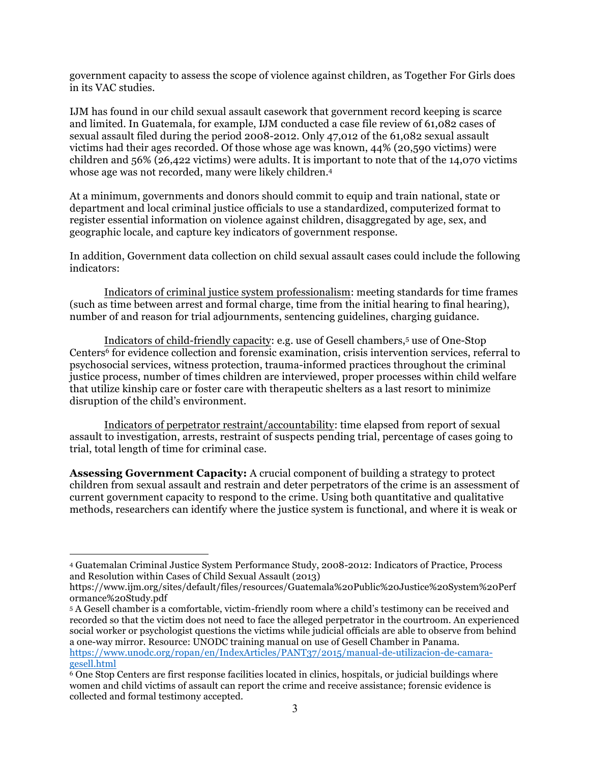government capacity to assess the scope of violence against children, as Together For Girls does in its VAC studies.

IJM has found in our child sexual assault casework that government record keeping is scarce and limited. In Guatemala, for example, IJM conducted a case file review of 61,082 cases of sexual assault filed during the period 2008-2012. Only 47,012 of the 61,082 sexual assault victims had their ages recorded. Of those whose age was known, 44% (20,590 victims) were children and 56% (26,422 victims) were adults. It is important to note that of the 14,070 victims whose age was not recorded, many were likely children.[4]

At a minimum, governments and donors should commit to equip and train national, state or department and local criminal justice officials to use a standardized, computerized format to register essential information on violence against children, disaggregated by age, sex, and geographic locale, and capture key indicators of government response.

In addition, Government data collection on child sexual assault cases could include the following indicators:

Indicators of criminal justice system professionalism: meeting standards for time frames (such as time between arrest and formal charge, time from the initial hearing to final hearing), number of and reason for trial adjournments, sentencing guidelines, charging guidance.

Indicators of child-friendly capacity: e.g. use of Gesell chambers,[5] use of One-Stop Centers[6] for evidence collection and forensic examination, crisis intervention services, referral to psychosocial services, witness protection, trauma-informed practices throughout the criminal justice process, number of times children are interviewed, proper processes within child welfare that utilize kinship care or foster care with therapeutic shelters as a last resort to minimize disruption of the child's environment.

Indicators of perpetrator restraint/accountability: time elapsed from report of sexual assault to investigation, arrests, restraint of suspects pending trial, percentage of cases going to trial, total length of time for criminal case.

**Assessing Government Capacity:** A crucial component of building a strategy to protect children from sexual assault and restrain and deter perpetrators of the crime is an assessment of current government capacity to respond to the crime. Using both quantitative and qualitative methods, researchers can identify where the justice system is functional, and where it is weak or

---

[4] Guatemalan Criminal Justice System Performance Study, 2008-2012: Indicators of Practice, Process and Resolution within Cases of Child Sexual Assault (2013) https://www.ijm.org/sites/default/files/resources/Guatemala%20Public%20Justice%20System%20Performance%20Study.pdf

[5] A Gesell chamber is a comfortable, victim-friendly room where a child's testimony can be received and recorded so that the victim does not need to face the alleged perpetrator in the courtroom. An experienced social worker or psychologist questions the victims while judicial officials are able to observe from behind a one-way mirror. Resource: UNODC training manual on use of Gesell Chamber in Panama. https://www.unodc.org/ropan/en/IndexArticles/PANT37/2015/manual-de-utilizacion-de-camara-gesell.html

[6] One Stop Centers are first response facilities located in clinics, hospitals, or judicial buildings where women and child victims of assault can report the crime and receive assistance; forensic evidence is collected and formal testimony accepted.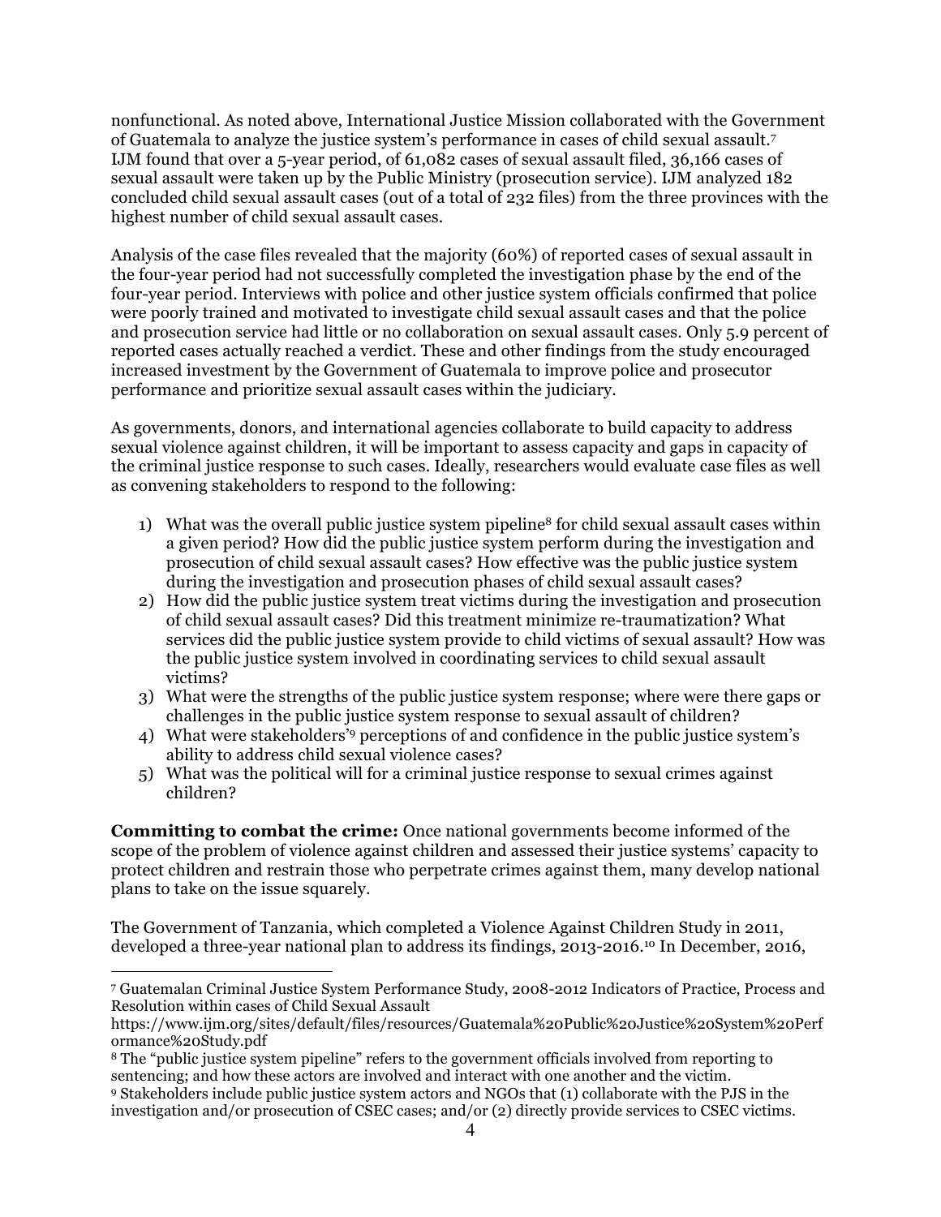nonfunctional. As noted above, International Justice Mission collaborated with the Government of Guatemala to analyze the justice system's performance in cases of child sexual assault.[7] IJM found that over a 5-year period, of 61,082 cases of sexual assault filed, 36,166 cases of sexual assault were taken up by the Public Ministry (prosecution service). IJM analyzed 182 concluded child sexual assault cases (out of a total of 232 files) from the three provinces with the highest number of child sexual assault cases.

Analysis of the case files revealed that the majority (60%) of reported cases of sexual assault in the four-year period had not successfully completed the investigation phase by the end of the four-year period. Interviews with police and other justice system officials confirmed that police were poorly trained and motivated to investigate child sexual assault cases and that the police and prosecution service had little or no collaboration on sexual assault cases. Only 5.9 percent of reported cases actually reached a verdict. These and other findings from the study encouraged increased investment by the Government of Guatemala to improve police and prosecutor performance and prioritize sexual assault cases within the judiciary.

As governments, donors, and international agencies collaborate to build capacity to address sexual violence against children, it will be important to assess capacity and gaps in capacity of the criminal justice response to such cases. Ideally, researchers would evaluate case files as well as convening stakeholders to respond to the following:

1) What was the overall public justice system pipeline[8] for child sexual assault cases within a given period? How did the public justice system perform during the investigation and prosecution of child sexual assault cases? How effective was the public justice system during the investigation and prosecution phases of child sexual assault cases?
2) How did the public justice system treat victims during the investigation and prosecution of child sexual assault cases? Did this treatment minimize re-traumatization? What services did the public justice system provide to child victims of sexual assault? How was the public justice system involved in coordinating services to child sexual assault victims?
3) What were the strengths of the public justice system response; where were there gaps or challenges in the public justice system response to sexual assault of children?
4) What were stakeholders'[9] perceptions of and confidence in the public justice system's ability to address child sexual violence cases?
5) What was the political will for a criminal justice response to sexual crimes against children?

**Committing to combat the crime:** Once national governments become informed of the scope of the problem of violence against children and assessed their justice systems' capacity to protect children and restrain those who perpetrate crimes against them, many develop national plans to take on the issue squarely.

The Government of Tanzania, which completed a Violence Against Children Study in 2011, developed a three-year national plan to address its findings, 2013-2016.[10] In December, 2016,

---

[7] Guatemalan Criminal Justice System Performance Study, 2008-2012 Indicators of Practice, Process and Resolution within cases of Child Sexual Assault https://www.ijm.org/sites/default/files/resources/Guatemala%20Public%20Justice%20System%20Performance%20Study.pdf

[8] The "public justice system pipeline" refers to the government officials involved from reporting to sentencing; and how these actors are involved and interact with one another and the victim.

[9] Stakeholders include public justice system actors and NGOs that (1) collaborate with the PJS in the investigation and/or prosecution of CSEC cases; and/or (2) directly provide services to CSEC victims.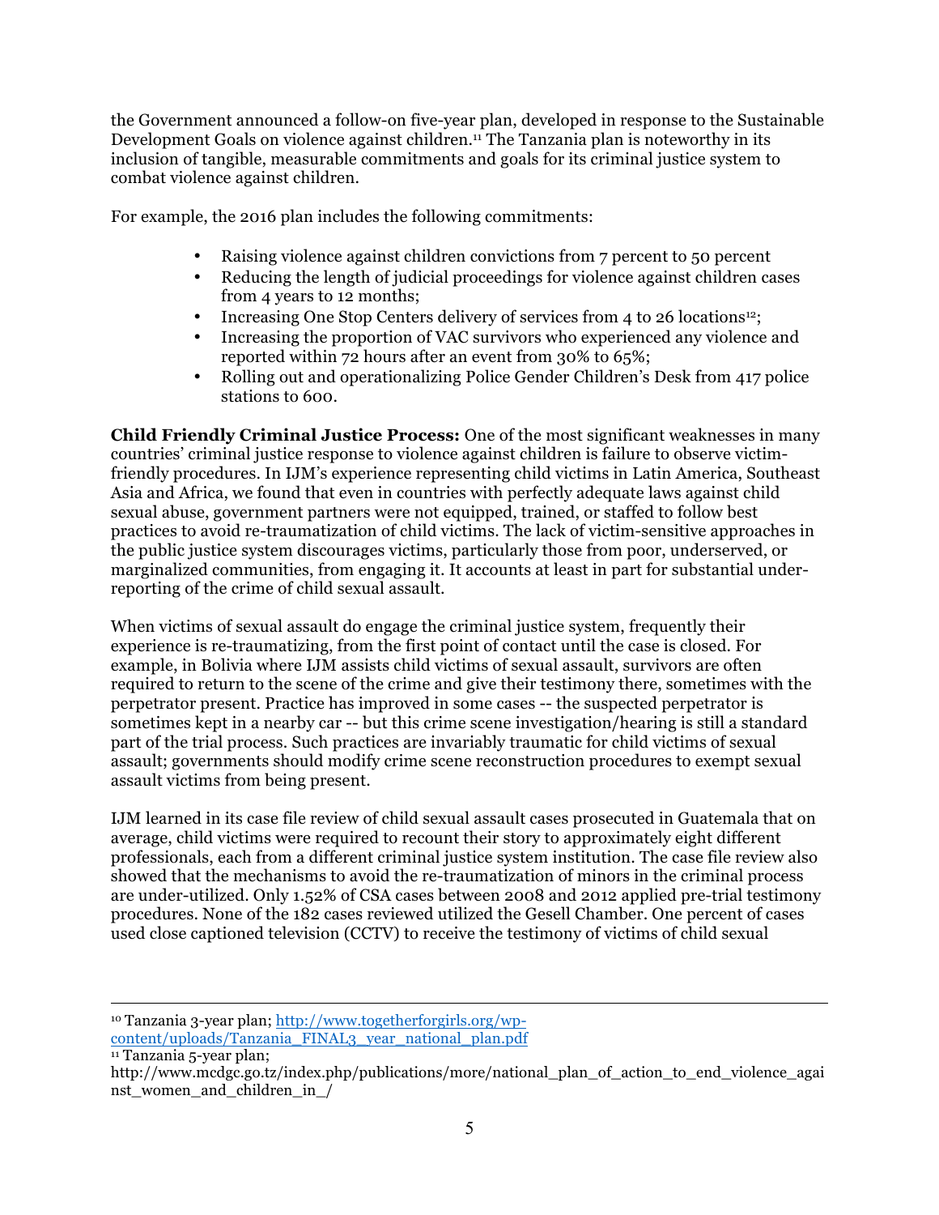the Government announced a follow-on five-year plan, developed in response to the Sustainable Development Goals on violence against children.[11] The Tanzania plan is noteworthy in its inclusion of tangible, measurable commitments and goals for its criminal justice system to combat violence against children.

For example, the 2016 plan includes the following commitments:

- Raising violence against children convictions from 7 percent to 50 percent
- Reducing the length of judicial proceedings for violence against children cases from 4 years to 12 months;
- Increasing One Stop Centers delivery of services from 4 to 26 locations[12];
- Increasing the proportion of VAC survivors who experienced any violence and reported within 72 hours after an event from 30% to 65%;
- Rolling out and operationalizing Police Gender Children's Desk from 417 police stations to 600.

**Child Friendly Criminal Justice Process:** One of the most significant weaknesses in many countries' criminal justice response to violence against children is failure to observe victim-friendly procedures. In IJM's experience representing child victims in Latin America, Southeast Asia and Africa, we found that even in countries with perfectly adequate laws against child sexual abuse, government partners were not equipped, trained, or staffed to follow best practices to avoid re-traumatization of child victims. The lack of victim-sensitive approaches in the public justice system discourages victims, particularly those from poor, underserved, or marginalized communities, from engaging it. It accounts at least in part for substantial under-reporting of the crime of child sexual assault.

When victims of sexual assault do engage the criminal justice system, frequently their experience is re-traumatizing, from the first point of contact until the case is closed. For example, in Bolivia where IJM assists child victims of sexual assault, survivors are often required to return to the scene of the crime and give their testimony there, sometimes with the perpetrator present. Practice has improved in some cases -- the suspected perpetrator is sometimes kept in a nearby car -- but this crime scene investigation/hearing is still a standard part of the trial process. Such practices are invariably traumatic for child victims of sexual assault; governments should modify crime scene reconstruction procedures to exempt sexual assault victims from being present.

IJM learned in its case file review of child sexual assault cases prosecuted in Guatemala that on average, child victims were required to recount their story to approximately eight different professionals, each from a different criminal justice system institution. The case file review also showed that the mechanisms to avoid the re-traumatization of minors in the criminal process are under-utilized. Only 1.52% of CSA cases between 2008 and 2012 applied pre-trial testimony procedures. None of the 182 cases reviewed utilized the Gesell Chamber. One percent of cases used close captioned television (CCTV) to receive the testimony of victims of child sexual

---

[10] Tanzania 3-year plan; http://www.togetherforgirls.org/wp-content/uploads/Tanzania_FINAL3_year_national_plan.pdf

[11] Tanzania 5-year plan; http://www.mcdgc.go.tz/index.php/publications/more/national_plan_of_action_to_end_violence_against_women_and_children_in_/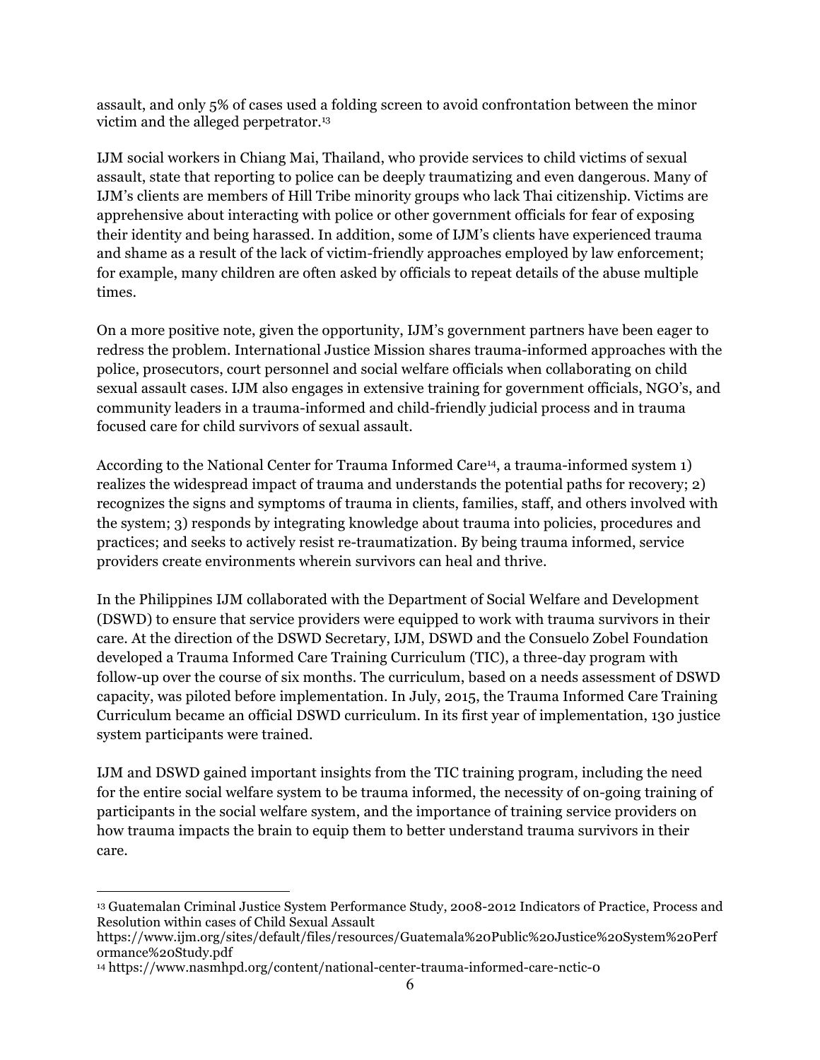assault, and only 5% of cases used a folding screen to avoid confrontation between the minor victim and the alleged perpetrator.[13]

IJM social workers in Chiang Mai, Thailand, who provide services to child victims of sexual assault, state that reporting to police can be deeply traumatizing and even dangerous. Many of IJM's clients are members of Hill Tribe minority groups who lack Thai citizenship. Victims are apprehensive about interacting with police or other government officials for fear of exposing their identity and being harassed. In addition, some of IJM's clients have experienced trauma and shame as a result of the lack of victim-friendly approaches employed by law enforcement; for example, many children are often asked by officials to repeat details of the abuse multiple times.

On a more positive note, given the opportunity, IJM's government partners have been eager to redress the problem. International Justice Mission shares trauma-informed approaches with the police, prosecutors, court personnel and social welfare officials when collaborating on child sexual assault cases. IJM also engages in extensive training for government officials, NGO's, and community leaders in a trauma-informed and child-friendly judicial process and in trauma focused care for child survivors of sexual assault.

According to the National Center for Trauma Informed Care[14], a trauma-informed system 1) realizes the widespread impact of trauma and understands the potential paths for recovery; 2) recognizes the signs and symptoms of trauma in clients, families, staff, and others involved with the system; 3) responds by integrating knowledge about trauma into policies, procedures and practices; and seeks to actively resist re-traumatization. By being trauma informed, service providers create environments wherein survivors can heal and thrive.

In the Philippines IJM collaborated with the Department of Social Welfare and Development (DSWD) to ensure that service providers were equipped to work with trauma survivors in their care. At the direction of the DSWD Secretary, IJM, DSWD and the Consuelo Zobel Foundation developed a Trauma Informed Care Training Curriculum (TIC), a three-day program with follow-up over the course of six months. The curriculum, based on a needs assessment of DSWD capacity, was piloted before implementation. In July, 2015, the Trauma Informed Care Training Curriculum became an official DSWD curriculum. In its first year of implementation, 130 justice system participants were trained.

IJM and DSWD gained important insights from the TIC training program, including the need for the entire social welfare system to be trauma informed, the necessity of on-going training of participants in the social welfare system, and the importance of training service providers on how trauma impacts the brain to equip them to better understand trauma survivors in their care.

---

[13] Guatemalan Criminal Justice System Performance Study, 2008-2012 Indicators of Practice, Process and Resolution within cases of Child Sexual Assault
https://www.ijm.org/sites/default/files/resources/Guatemala%20Public%20Justice%20System%20Performance%20Study.pdf

[14] https://www.nasmhpd.org/content/national-center-trauma-informed-care-nctic-0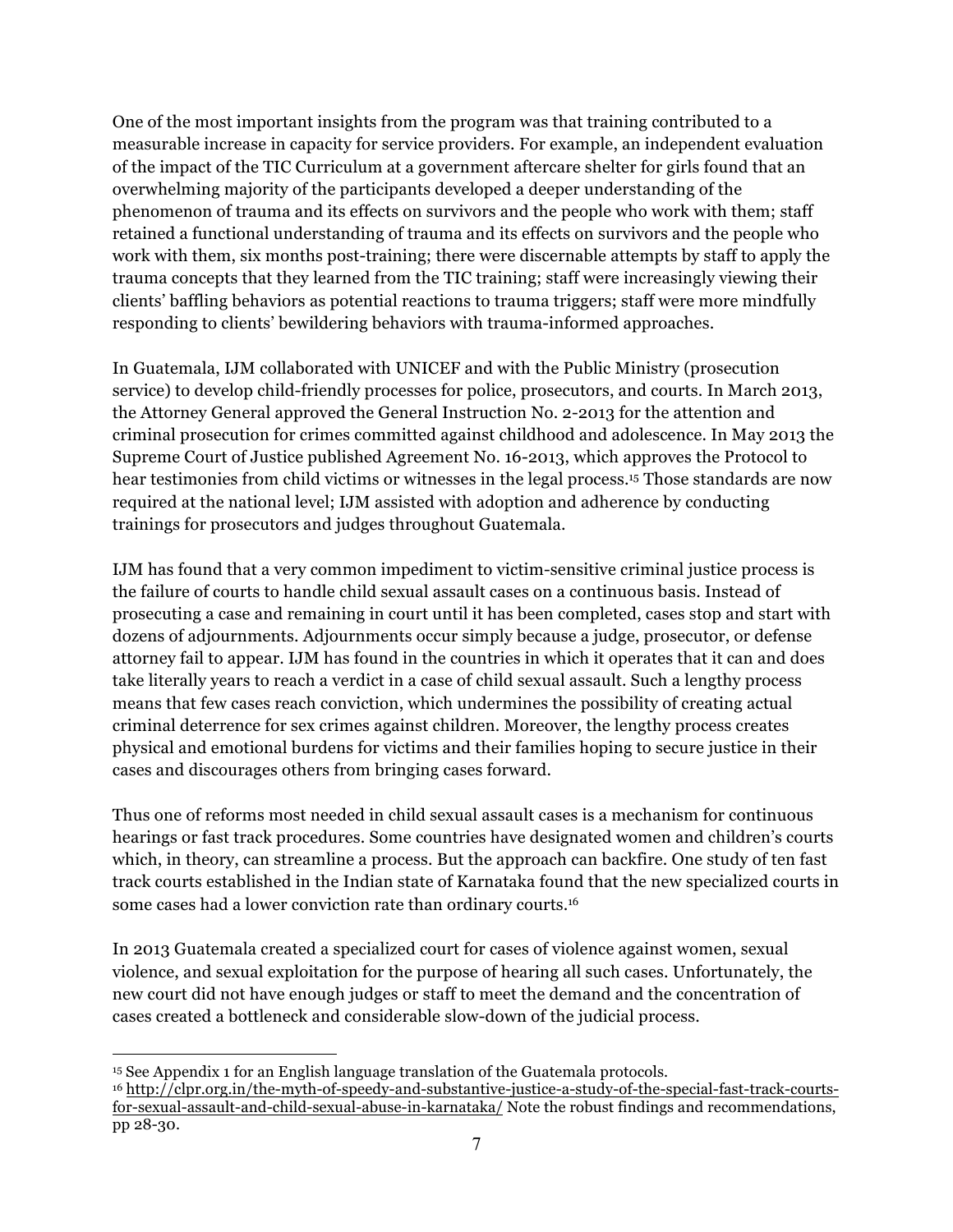One of the most important insights from the program was that training contributed to a measurable increase in capacity for service providers. For example, an independent evaluation of the impact of the TIC Curriculum at a government aftercare shelter for girls found that an overwhelming majority of the participants developed a deeper understanding of the phenomenon of trauma and its effects on survivors and the people who work with them; staff retained a functional understanding of trauma and its effects on survivors and the people who work with them, six months post-training; there were discernable attempts by staff to apply the trauma concepts that they learned from the TIC training; staff were increasingly viewing their clients' baffling behaviors as potential reactions to trauma triggers; staff were more mindfully responding to clients' bewildering behaviors with trauma-informed approaches.

In Guatemala, IJM collaborated with UNICEF and with the Public Ministry (prosecution service) to develop child-friendly processes for police, prosecutors, and courts. In March 2013, the Attorney General approved the General Instruction No. 2-2013 for the attention and criminal prosecution for crimes committed against childhood and adolescence. In May 2013 the Supreme Court of Justice published Agreement No. 16-2013, which approves the Protocol to hear testimonies from child victims or witnesses in the legal process.[15] Those standards are now required at the national level; IJM assisted with adoption and adherence by conducting trainings for prosecutors and judges throughout Guatemala.

IJM has found that a very common impediment to victim-sensitive criminal justice process is the failure of courts to handle child sexual assault cases on a continuous basis. Instead of prosecuting a case and remaining in court until it has been completed, cases stop and start with dozens of adjournments. Adjournments occur simply because a judge, prosecutor, or defense attorney fail to appear. IJM has found in the countries in which it operates that it can and does take literally years to reach a verdict in a case of child sexual assault. Such a lengthy process means that few cases reach conviction, which undermines the possibility of creating actual criminal deterrence for sex crimes against children. Moreover, the lengthy process creates physical and emotional burdens for victims and their families hoping to secure justice in their cases and discourages others from bringing cases forward.

Thus one of reforms most needed in child sexual assault cases is a mechanism for continuous hearings or fast track procedures. Some countries have designated women and children's courts which, in theory, can streamline a process. But the approach can backfire. One study of ten fast track courts established in the Indian state of Karnataka found that the new specialized courts in some cases had a lower conviction rate than ordinary courts.[16]

In 2013 Guatemala created a specialized court for cases of violence against women, sexual violence, and sexual exploitation for the purpose of hearing all such cases. Unfortunately, the new court did not have enough judges or staff to meet the demand and the concentration of cases created a bottleneck and considerable slow-down of the judicial process.

---

[15] See Appendix 1 for an English language translation of the Guatemala protocols.

[16] http://clpr.org.in/the-myth-of-speedy-and-substantive-justice-a-study-of-the-special-fast-track-courts-for-sexual-assault-and-child-sexual-abuse-in-karnataka/ Note the robust findings and recommendations, pp 28-30.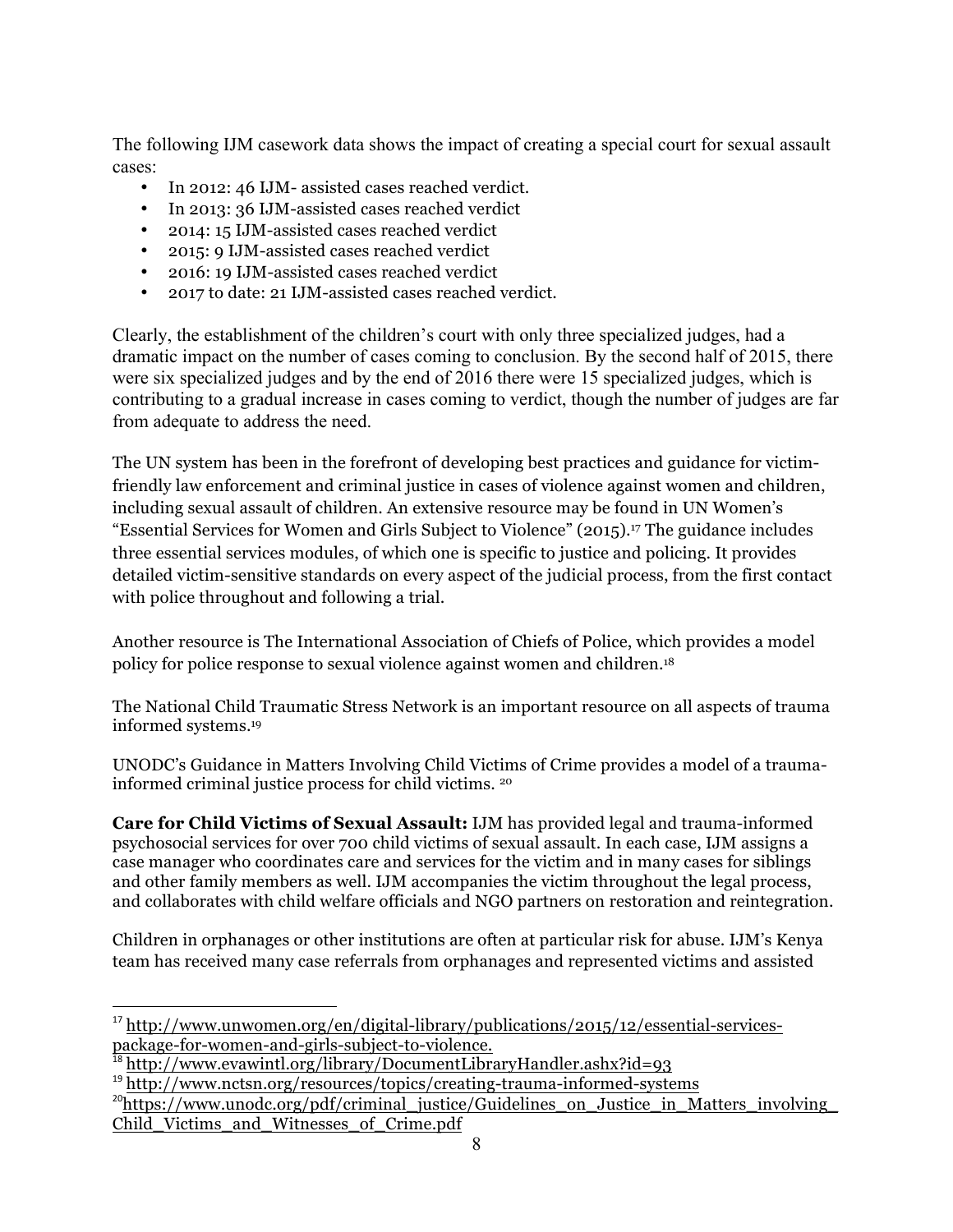The following IJM casework data shows the impact of creating a special court for sexual assault cases:

- In 2012: 46 IJM- assisted cases reached verdict.
- In 2013: 36 IJM-assisted cases reached verdict
- 2014: 15 IJM-assisted cases reached verdict
- 2015: 9 IJM-assisted cases reached verdict
- 2016: 19 IJM-assisted cases reached verdict
- 2017 to date: 21 IJM-assisted cases reached verdict.

Clearly, the establishment of the children's court with only three specialized judges, had a dramatic impact on the number of cases coming to conclusion. By the second half of 2015, there were six specialized judges and by the end of 2016 there were 15 specialized judges, which is contributing to a gradual increase in cases coming to verdict, though the number of judges are far from adequate to address the need.

The UN system has been in the forefront of developing best practices and guidance for victim-friendly law enforcement and criminal justice in cases of violence against women and children, including sexual assault of children. An extensive resource may be found in UN Women's "Essential Services for Women and Girls Subject to Violence" (2015).[17] The guidance includes three essential services modules, of which one is specific to justice and policing. It provides detailed victim-sensitive standards on every aspect of the judicial process, from the first contact with police throughout and following a trial.

Another resource is The International Association of Chiefs of Police, which provides a model policy for police response to sexual violence against women and children.[18]

The National Child Traumatic Stress Network is an important resource on all aspects of trauma informed systems.[19]

UNODC's Guidance in Matters Involving Child Victims of Crime provides a model of a trauma-informed criminal justice process for child victims. [20]

**Care for Child Victims of Sexual Assault:** IJM has provided legal and trauma-informed psychosocial services for over 700 child victims of sexual assault. In each case, IJM assigns a case manager who coordinates care and services for the victim and in many cases for siblings and other family members as well. IJM accompanies the victim throughout the legal process, and collaborates with child welfare officials and NGO partners on restoration and reintegration.

Children in orphanages or other institutions are often at particular risk for abuse. IJM's Kenya team has received many case referrals from orphanages and represented victims and assisted

---

[17] http://www.unwomen.org/en/digital-library/publications/2015/12/essential-services-package-for-women-and-girls-subject-to-violence.

[18] http://www.evawintl.org/library/DocumentLibraryHandler.ashx?id=93

[19] http://www.nctsn.org/resources/topics/creating-trauma-informed-systems

[20] https://www.unodc.org/pdf/criminal_justice/Guidelines_on_Justice_in_Matters_involving_Child_Victims_and_Witnesses_of_Crime.pdf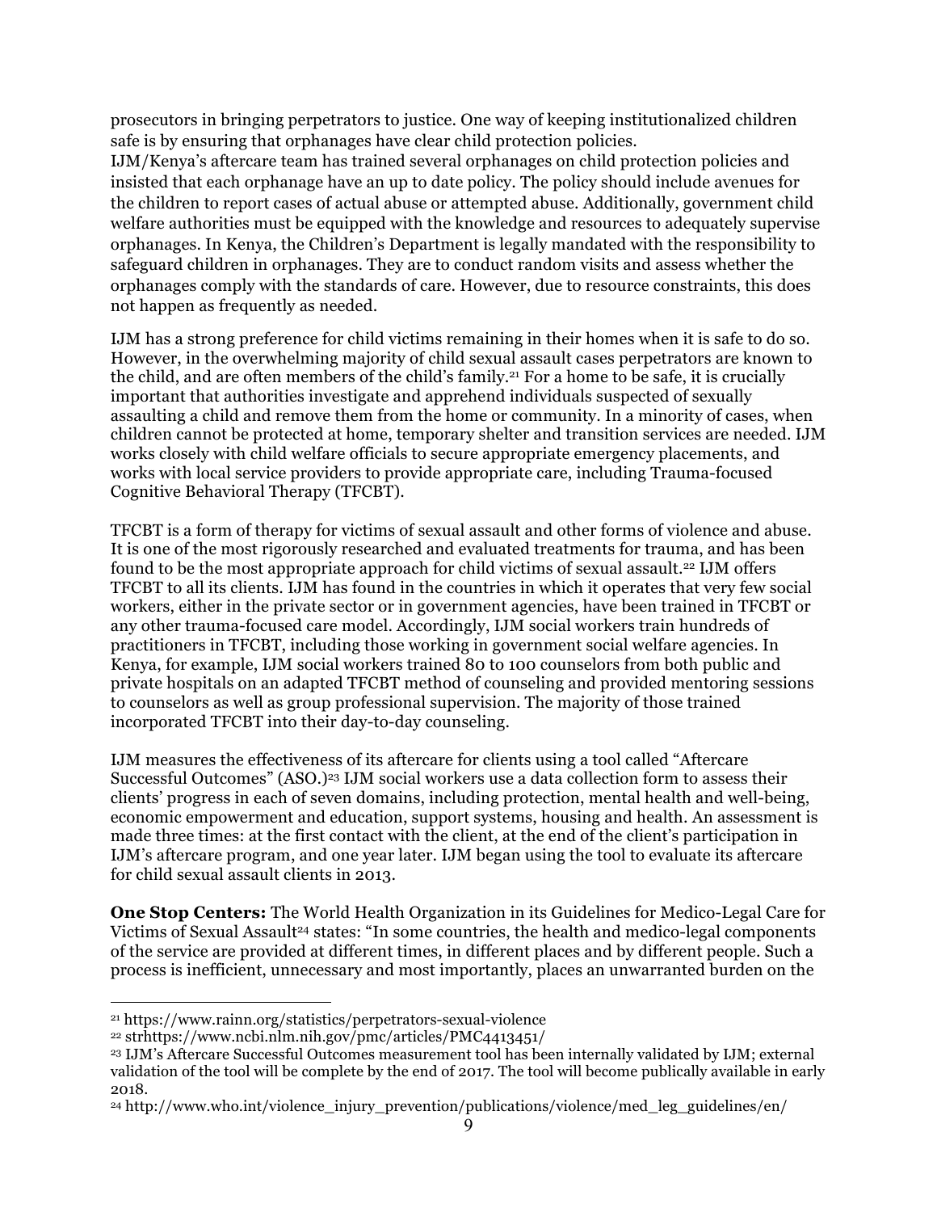prosecutors in bringing perpetrators to justice. One way of keeping institutionalized children safe is by ensuring that orphanages have clear child protection policies.
IJM/Kenya's aftercare team has trained several orphanages on child protection policies and insisted that each orphanage have an up to date policy. The policy should include avenues for the children to report cases of actual abuse or attempted abuse. Additionally, government child welfare authorities must be equipped with the knowledge and resources to adequately supervise orphanages. In Kenya, the Children's Department is legally mandated with the responsibility to safeguard children in orphanages. They are to conduct random visits and assess whether the orphanages comply with the standards of care. However, due to resource constraints, this does not happen as frequently as needed.

IJM has a strong preference for child victims remaining in their homes when it is safe to do so. However, in the overwhelming majority of child sexual assault cases perpetrators are known to the child, and are often members of the child's family.[21] For a home to be safe, it is crucially important that authorities investigate and apprehend individuals suspected of sexually assaulting a child and remove them from the home or community. In a minority of cases, when children cannot be protected at home, temporary shelter and transition services are needed. IJM works closely with child welfare officials to secure appropriate emergency placements, and works with local service providers to provide appropriate care, including Trauma-focused Cognitive Behavioral Therapy (TFCBT).

TFCBT is a form of therapy for victims of sexual assault and other forms of violence and abuse. It is one of the most rigorously researched and evaluated treatments for trauma, and has been found to be the most appropriate approach for child victims of sexual assault.[22] IJM offers TFCBT to all its clients. IJM has found in the countries in which it operates that very few social workers, either in the private sector or in government agencies, have been trained in TFCBT or any other trauma-focused care model. Accordingly, IJM social workers train hundreds of practitioners in TFCBT, including those working in government social welfare agencies. In Kenya, for example, IJM social workers trained 80 to 100 counselors from both public and private hospitals on an adapted TFCBT method of counseling and provided mentoring sessions to counselors as well as group professional supervision. The majority of those trained incorporated TFCBT into their day-to-day counseling.

IJM measures the effectiveness of its aftercare for clients using a tool called "Aftercare Successful Outcomes" (ASO.)[23] IJM social workers use a data collection form to assess their clients' progress in each of seven domains, including protection, mental health and well-being, economic empowerment and education, support systems, housing and health. An assessment is made three times: at the first contact with the client, at the end of the client's participation in IJM's aftercare program, and one year later. IJM began using the tool to evaluate its aftercare for child sexual assault clients in 2013.

**One Stop Centers:** The World Health Organization in its Guidelines for Medico-Legal Care for Victims of Sexual Assault[24] states: "In some countries, the health and medico-legal components of the service are provided at different times, in different places and by different people. Such a process is inefficient, unnecessary and most importantly, places an unwarranted burden on the

---

[21] https://www.rainn.org/statistics/perpetrators-sexual-violence

[22] strhttps://www.ncbi.nlm.nih.gov/pmc/articles/PMC4413451/

[23] IJM's Aftercare Successful Outcomes measurement tool has been internally validated by IJM; external validation of the tool will be complete by the end of 2017. The tool will become publically available in early 2018.

[24] http://www.who.int/violence_injury_prevention/publications/violence/med_leg_guidelines/en/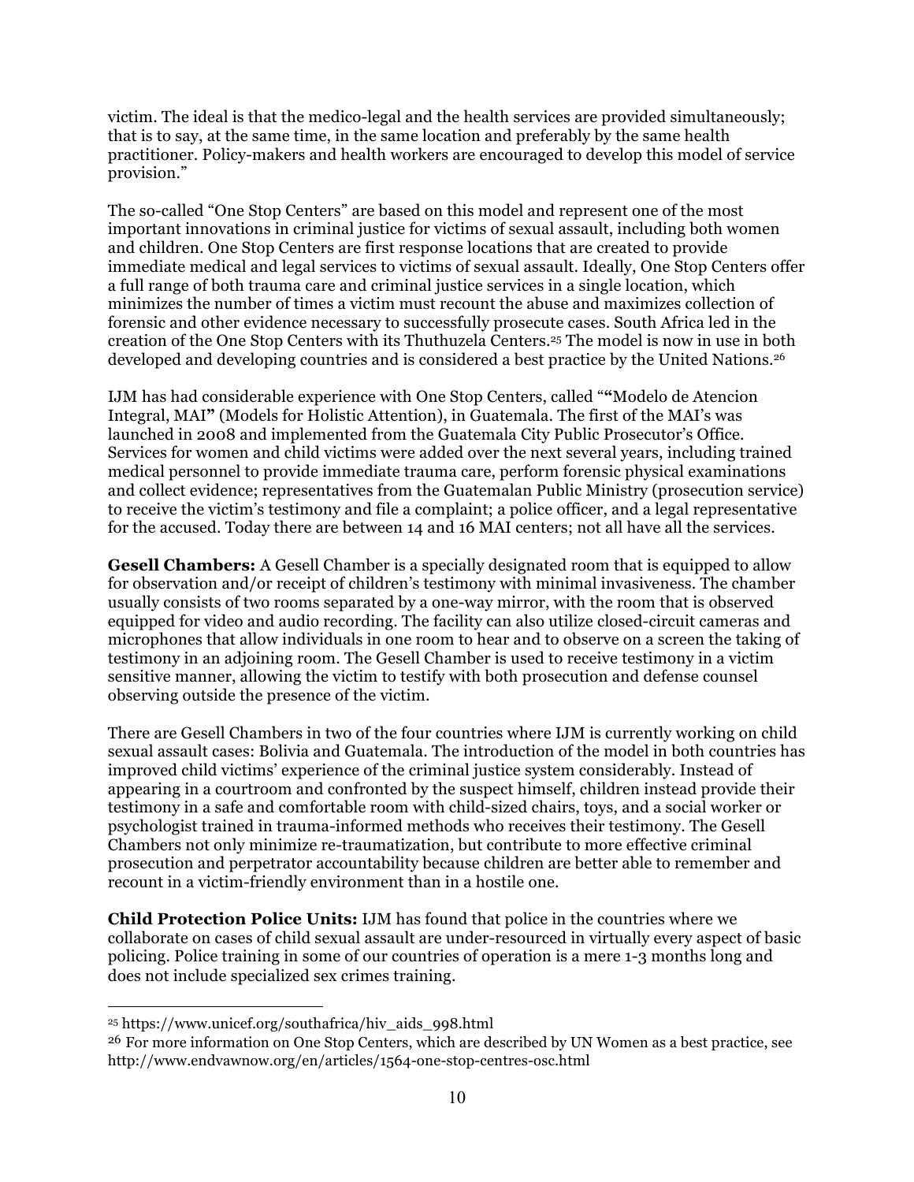victim. The ideal is that the medico-legal and the health services are provided simultaneously; that is to say, at the same time, in the same location and preferably by the same health practitioner. Policy-makers and health workers are encouraged to develop this model of service provision."

The so-called "One Stop Centers" are based on this model and represent one of the most important innovations in criminal justice for victims of sexual assault, including both women and children. One Stop Centers are first response locations that are created to provide immediate medical and legal services to victims of sexual assault. Ideally, One Stop Centers offer a full range of both trauma care and criminal justice services in a single location, which minimizes the number of times a victim must recount the abuse and maximizes collection of forensic and other evidence necessary to successfully prosecute cases. South Africa led in the creation of the One Stop Centers with its Thuthuzela Centers.[25] The model is now in use in both developed and developing countries and is considered a best practice by the United Nations.[26]

IJM has had considerable experience with One Stop Centers, called "**"**Modelo de Atencion Integral, MAI**"** (Models for Holistic Attention), in Guatemala. The first of the MAI's was launched in 2008 and implemented from the Guatemala City Public Prosecutor's Office. Services for women and child victims were added over the next several years, including trained medical personnel to provide immediate trauma care, perform forensic physical examinations and collect evidence; representatives from the Guatemalan Public Ministry (prosecution service) to receive the victim's testimony and file a complaint; a police officer, and a legal representative for the accused. Today there are between 14 and 16 MAI centers; not all have all the services.

**Gesell Chambers:** A Gesell Chamber is a specially designated room that is equipped to allow for observation and/or receipt of children's testimony with minimal invasiveness. The chamber usually consists of two rooms separated by a one-way mirror, with the room that is observed equipped for video and audio recording. The facility can also utilize closed-circuit cameras and microphones that allow individuals in one room to hear and to observe on a screen the taking of testimony in an adjoining room. The Gesell Chamber is used to receive testimony in a victim sensitive manner, allowing the victim to testify with both prosecution and defense counsel observing outside the presence of the victim.

There are Gesell Chambers in two of the four countries where IJM is currently working on child sexual assault cases: Bolivia and Guatemala. The introduction of the model in both countries has improved child victims' experience of the criminal justice system considerably. Instead of appearing in a courtroom and confronted by the suspect himself, children instead provide their testimony in a safe and comfortable room with child-sized chairs, toys, and a social worker or psychologist trained in trauma-informed methods who receives their testimony. The Gesell Chambers not only minimize re-traumatization, but contribute to more effective criminal prosecution and perpetrator accountability because children are better able to remember and recount in a victim-friendly environment than in a hostile one.

**Child Protection Police Units:** IJM has found that police in the countries where we collaborate on cases of child sexual assault are under-resourced in virtually every aspect of basic policing. Police training in some of our countries of operation is a mere 1-3 months long and does not include specialized sex crimes training.

---

[25] https://www.unicef.org/southafrica/hiv_aids_998.html

[26] For more information on One Stop Centers, which are described by UN Women as a best practice, see http://www.endvawnow.org/en/articles/1564-one-stop-centres-osc.html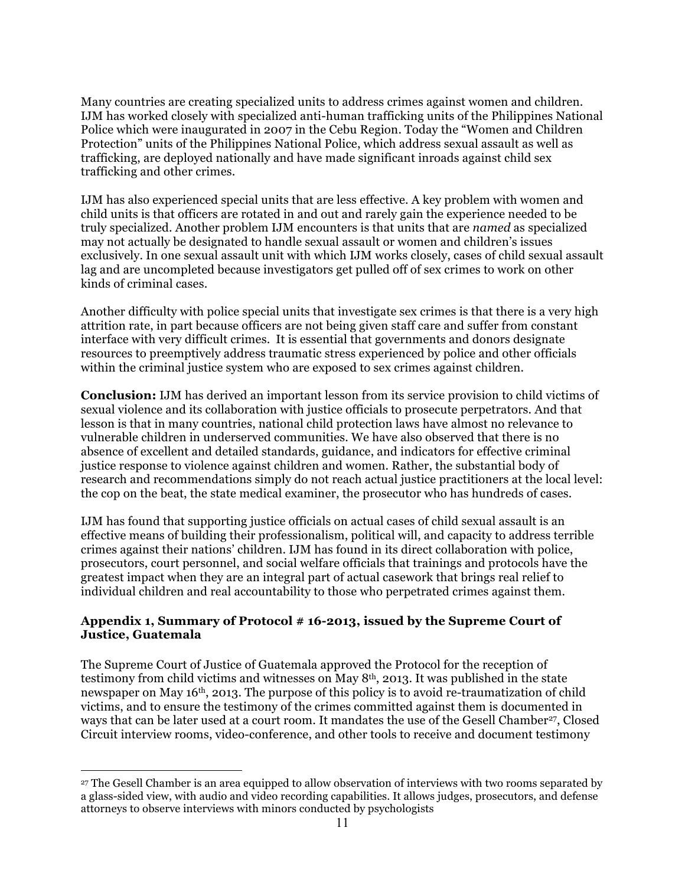Many countries are creating specialized units to address crimes against women and children. IJM has worked closely with specialized anti-human trafficking units of the Philippines National Police which were inaugurated in 2007 in the Cebu Region. Today the "Women and Children Protection" units of the Philippines National Police, which address sexual assault as well as trafficking, are deployed nationally and have made significant inroads against child sex trafficking and other crimes.

IJM has also experienced special units that are less effective. A key problem with women and child units is that officers are rotated in and out and rarely gain the experience needed to be truly specialized. Another problem IJM encounters is that units that are *named* as specialized may not actually be designated to handle sexual assault or women and children's issues exclusively. In one sexual assault unit with which IJM works closely, cases of child sexual assault lag and are uncompleted because investigators get pulled off of sex crimes to work on other kinds of criminal cases.

Another difficulty with police special units that investigate sex crimes is that there is a very high attrition rate, in part because officers are not being given staff care and suffer from constant interface with very difficult crimes. It is essential that governments and donors designate resources to preemptively address traumatic stress experienced by police and other officials within the criminal justice system who are exposed to sex crimes against children.

**Conclusion:** IJM has derived an important lesson from its service provision to child victims of sexual violence and its collaboration with justice officials to prosecute perpetrators. And that lesson is that in many countries, national child protection laws have almost no relevance to vulnerable children in underserved communities. We have also observed that there is no absence of excellent and detailed standards, guidance, and indicators for effective criminal justice response to violence against children and women. Rather, the substantial body of research and recommendations simply do not reach actual justice practitioners at the local level: the cop on the beat, the state medical examiner, the prosecutor who has hundreds of cases.

IJM has found that supporting justice officials on actual cases of child sexual assault is an effective means of building their professionalism, political will, and capacity to address terrible crimes against their nations' children. IJM has found in its direct collaboration with police, prosecutors, court personnel, and social welfare officials that trainings and protocols have the greatest impact when they are an integral part of actual casework that brings real relief to individual children and real accountability to those who perpetrated crimes against them.

### Appendix 1, Summary of Protocol # 16-2013, issued by the Supreme Court of Justice, Guatemala

The Supreme Court of Justice of Guatemala approved the Protocol for the reception of testimony from child victims and witnesses on May 8th, 2013. It was published in the state newspaper on May 16th, 2013. The purpose of this policy is to avoid re-traumatization of child victims, and to ensure the testimony of the crimes committed against them is documented in ways that can be later used at a court room. It mandates the use of the Gesell Chamber[27], Closed Circuit interview rooms, video-conference, and other tools to receive and document testimony

[27] The Gesell Chamber is an area equipped to allow observation of interviews with two rooms separated by a glass-sided view, with audio and video recording capabilities. It allows judges, prosecutors, and defense attorneys to observe interviews with minors conducted by psychologists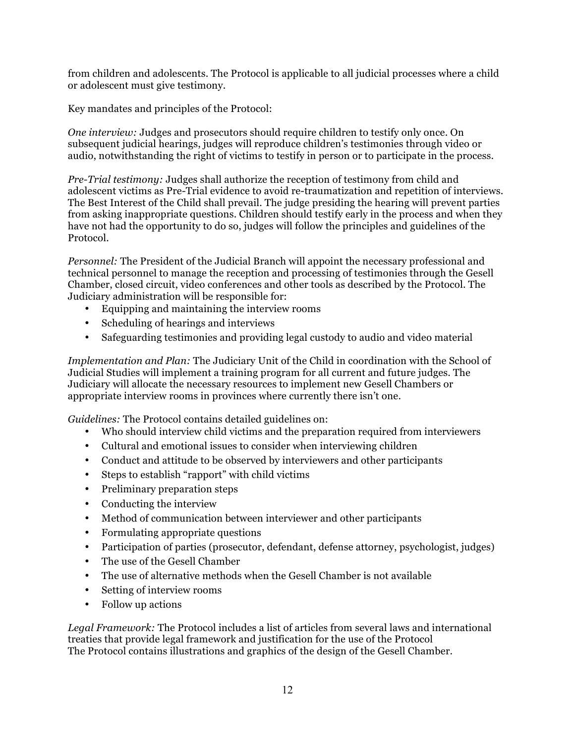from children and adolescents. The Protocol is applicable to all judicial processes where a child or adolescent must give testimony.

Key mandates and principles of the Protocol:

*One interview:* Judges and prosecutors should require children to testify only once. On subsequent judicial hearings, judges will reproduce children's testimonies through video or audio, notwithstanding the right of victims to testify in person or to participate in the process.

*Pre-Trial testimony:* Judges shall authorize the reception of testimony from child and adolescent victims as Pre-Trial evidence to avoid re-traumatization and repetition of interviews. The Best Interest of the Child shall prevail. The judge presiding the hearing will prevent parties from asking inappropriate questions. Children should testify early in the process and when they have not had the opportunity to do so, judges will follow the principles and guidelines of the Protocol.

*Personnel:* The President of the Judicial Branch will appoint the necessary professional and technical personnel to manage the reception and processing of testimonies through the Gesell Chamber, closed circuit, video conferences and other tools as described by the Protocol. The Judiciary administration will be responsible for:

- Equipping and maintaining the interview rooms
- Scheduling of hearings and interviews
- Safeguarding testimonies and providing legal custody to audio and video material

*Implementation and Plan:* The Judiciary Unit of the Child in coordination with the School of Judicial Studies will implement a training program for all current and future judges. The Judiciary will allocate the necessary resources to implement new Gesell Chambers or appropriate interview rooms in provinces where currently there isn't one.

*Guidelines:* The Protocol contains detailed guidelines on:

- Who should interview child victims and the preparation required from interviewers
- Cultural and emotional issues to consider when interviewing children
- Conduct and attitude to be observed by interviewers and other participants
- Steps to establish "rapport" with child victims
- Preliminary preparation steps
- Conducting the interview
- Method of communication between interviewer and other participants
- Formulating appropriate questions
- Participation of parties (prosecutor, defendant, defense attorney, psychologist, judges)
- The use of the Gesell Chamber
- The use of alternative methods when the Gesell Chamber is not available
- Setting of interview rooms
- Follow up actions

*Legal Framework:* The Protocol includes a list of articles from several laws and international treaties that provide legal framework and justification for the use of the Protocol
The Protocol contains illustrations and graphics of the design of the Gesell Chamber.